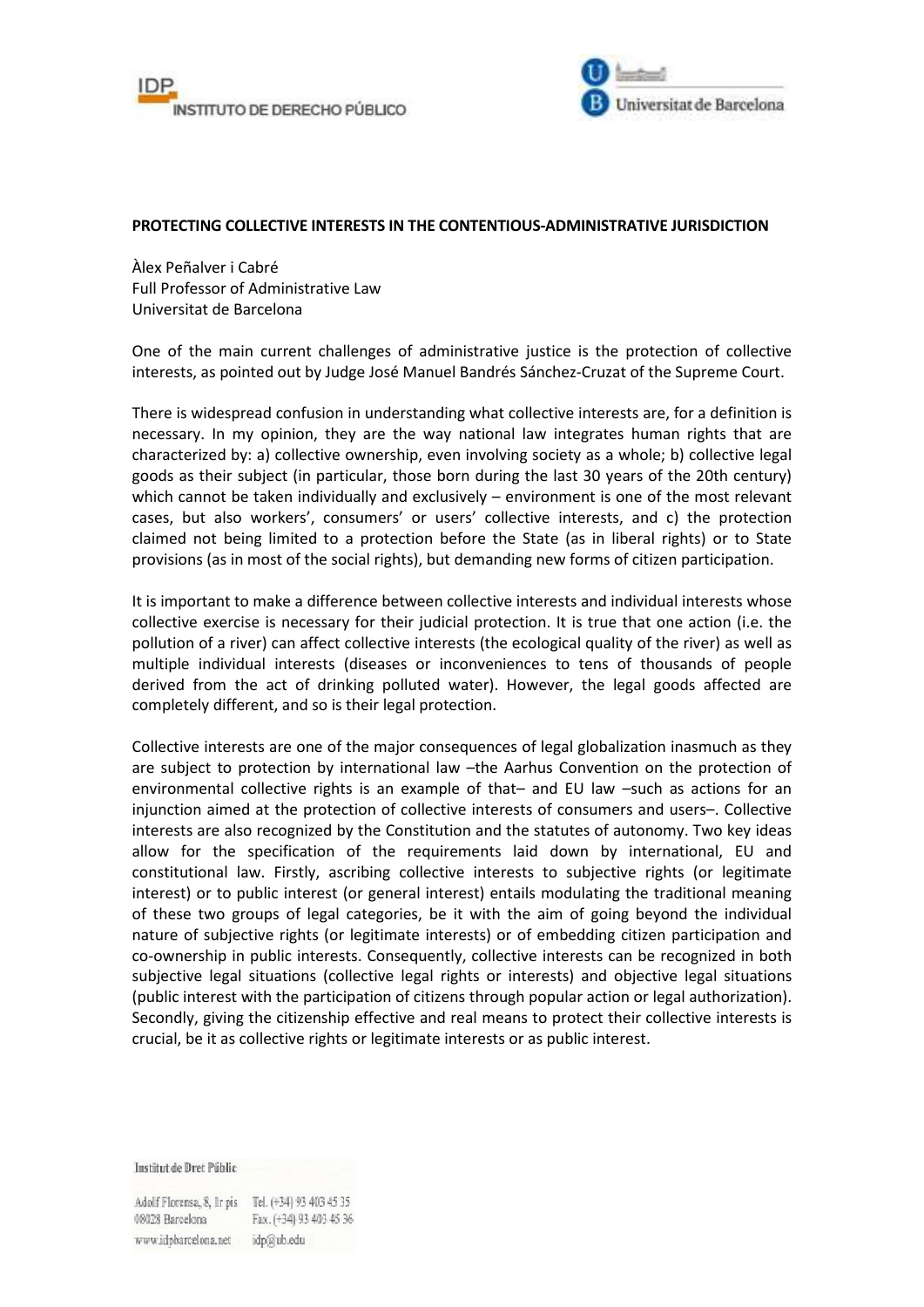**PROTECTING COLLECTIVE INTERESTS IN THE CONTENTIOUS-ADMINISTRATIVE JURISDICTION**

Àlex Peñalver i Cabré
Full Professor of Administrative Law
Universitat de Barcelona

One of the main current challenges of administrative justice is the protection of collective interests, as pointed out by Judge José Manuel Bandrés Sánchez-Cruzat of the Supreme Court.

There is widespread confusion in understanding what collective interests are, for a definition is necessary. In my opinion, they are the way national law integrates human rights that are characterized by: a) collective ownership, even involving society as a whole; b) collective legal goods as their subject (in particular, those born during the last 30 years of the 20th century) which cannot be taken individually and exclusively – environment is one of the most relevant cases, but also workers', consumers' or users' collective interests, and c) the protection claimed not being limited to a protection before the State (as in liberal rights) or to State provisions (as in most of the social rights), but demanding new forms of citizen participation.

It is important to make a difference between collective interests and individual interests whose collective exercise is necessary for their judicial protection. It is true that one action (i.e. the pollution of a river) can affect collective interests (the ecological quality of the river) as well as multiple individual interests (diseases or inconveniences to tens of thousands of people derived from the act of drinking polluted water). However, the legal goods affected are completely different, and so is their legal protection.

Collective interests are one of the major consequences of legal globalization inasmuch as they are subject to protection by international law –the Aarhus Convention on the protection of environmental collective rights is an example of that– and EU law –such as actions for an injunction aimed at the protection of collective interests of consumers and users–. Collective interests are also recognized by the Constitution and the statutes of autonomy. Two key ideas allow for the specification of the requirements laid down by international, EU and constitutional law. Firstly, ascribing collective interests to subjective rights (or legitimate interest) or to public interest (or general interest) entails modulating the traditional meaning of these two groups of legal categories, be it with the aim of going beyond the individual nature of subjective rights (or legitimate interests) or of embedding citizen participation and co-ownership in public interests. Consequently, collective interests can be recognized in both subjective legal situations (collective legal rights or interests) and objective legal situations (public interest with the participation of citizens through popular action or legal authorization). Secondly, giving the citizenship effective and real means to protect their collective interests is crucial, be it as collective rights or legitimate interests or as public interest.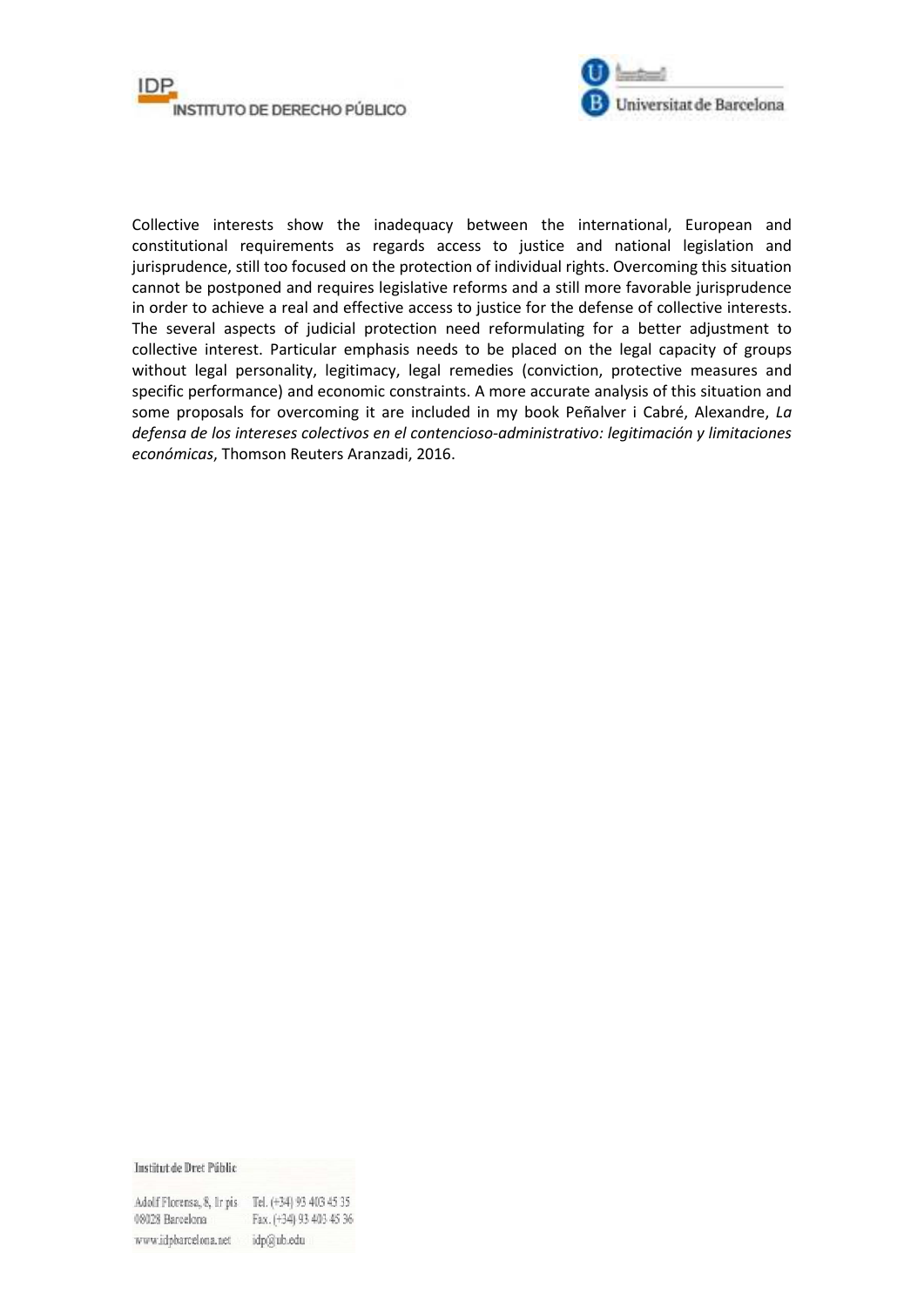Collective interests show the inadequacy between the international, European and constitutional requirements as regards access to justice and national legislation and jurisprudence, still too focused on the protection of individual rights. Overcoming this situation cannot be postponed and requires legislative reforms and a still more favorable jurisprudence in order to achieve a real and effective access to justice for the defense of collective interests. The several aspects of judicial protection need reformulating for a better adjustment to collective interest. Particular emphasis needs to be placed on the legal capacity of groups without legal personality, legitimacy, legal remedies (conviction, protective measures and specific performance) and economic constraints. A more accurate analysis of this situation and some proposals for overcoming it are included in my book Peñalver i Cabré, Alexandre, *La defensa de los intereses colectivos en el contencioso-administrativo: legitimación y limitaciones económicas*, Thomson Reuters Aranzadi, 2016.